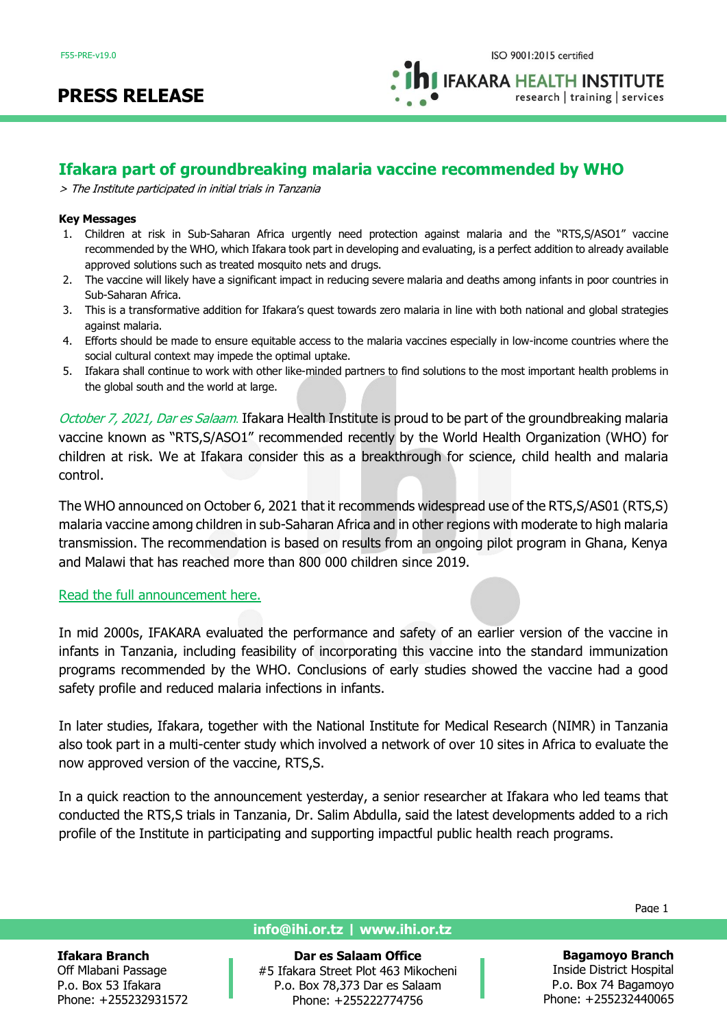F55-PRE-v19.0

ISO 9001:2015 certified

IFAKARA HEALTH INSTITUTE
research | training | services

# PRESS RELEASE

## Ifakara part of groundbreaking malaria vaccine recommended by WHO

*> The Institute participated in initial trials in Tanzania*

**Key Messages**

1. Children at risk in Sub-Saharan Africa urgently need protection against malaria and the "RTS,S/ASO1" vaccine recommended by the WHO, which Ifakara took part in developing and evaluating, is a perfect addition to already available approved solutions such as treated mosquito nets and drugs.
2. The vaccine will likely have a significant impact in reducing severe malaria and deaths among infants in poor countries in Sub-Saharan Africa.
3. This is a transformative addition for Ifakara's quest towards zero malaria in line with both national and global strategies against malaria.
4. Efforts should be made to ensure equitable access to the malaria vaccines especially in low-income countries where the social cultural context may impede the optimal uptake.
5. Ifakara shall continue to work with other like-minded partners to find solutions to the most important health problems in the global south and the world at large.

*October 7, 2021, Dar es Salaam.* Ifakara Health Institute is proud to be part of the groundbreaking malaria vaccine known as "RTS,S/ASO1" recommended recently by the World Health Organization (WHO) for children at risk. We at Ifakara consider this as a breakthrough for science, child health and malaria control.

The WHO announced on October 6, 2021 that it recommends widespread use of the RTS,S/AS01 (RTS,S) malaria vaccine among children in sub-Saharan Africa and in other regions with moderate to high malaria transmission. The recommendation is based on results from an ongoing pilot program in Ghana, Kenya and Malawi that has reached more than 800 000 children since 2019.

Read the full announcement here.

In mid 2000s, IFAKARA evaluated the performance and safety of an earlier version of the vaccine in infants in Tanzania, including feasibility of incorporating this vaccine into the standard immunization programs recommended by the WHO. Conclusions of early studies showed the vaccine had a good safety profile and reduced malaria infections in infants.

In later studies, Ifakara, together with the National Institute for Medical Research (NIMR) in Tanzania also took part in a multi-center study which involved a network of over 10 sites in Africa to evaluate the now approved version of the vaccine, RTS,S.

In a quick reaction to the announcement yesterday, a senior researcher at Ifakara who led teams that conducted the RTS,S trials in Tanzania, Dr. Salim Abdulla, said the latest developments added to a rich profile of the Institute in participating and supporting impactful public health reach programs.

info@ihi.or.tz | www.ihi.or.tz

**Ifakara Branch**
Off Mlabani Passage
P.o. Box 53 Ifakara
Phone: +255232931572

**Dar es Salaam Office**
#5 Ifakara Street Plot 463 Mikocheni
P.o. Box 78,373 Dar es Salaam
Phone: +255222774756

**Bagamoyo Branch**
Inside District Hospital
P.o. Box 74 Bagamoyo
Phone: +255232440065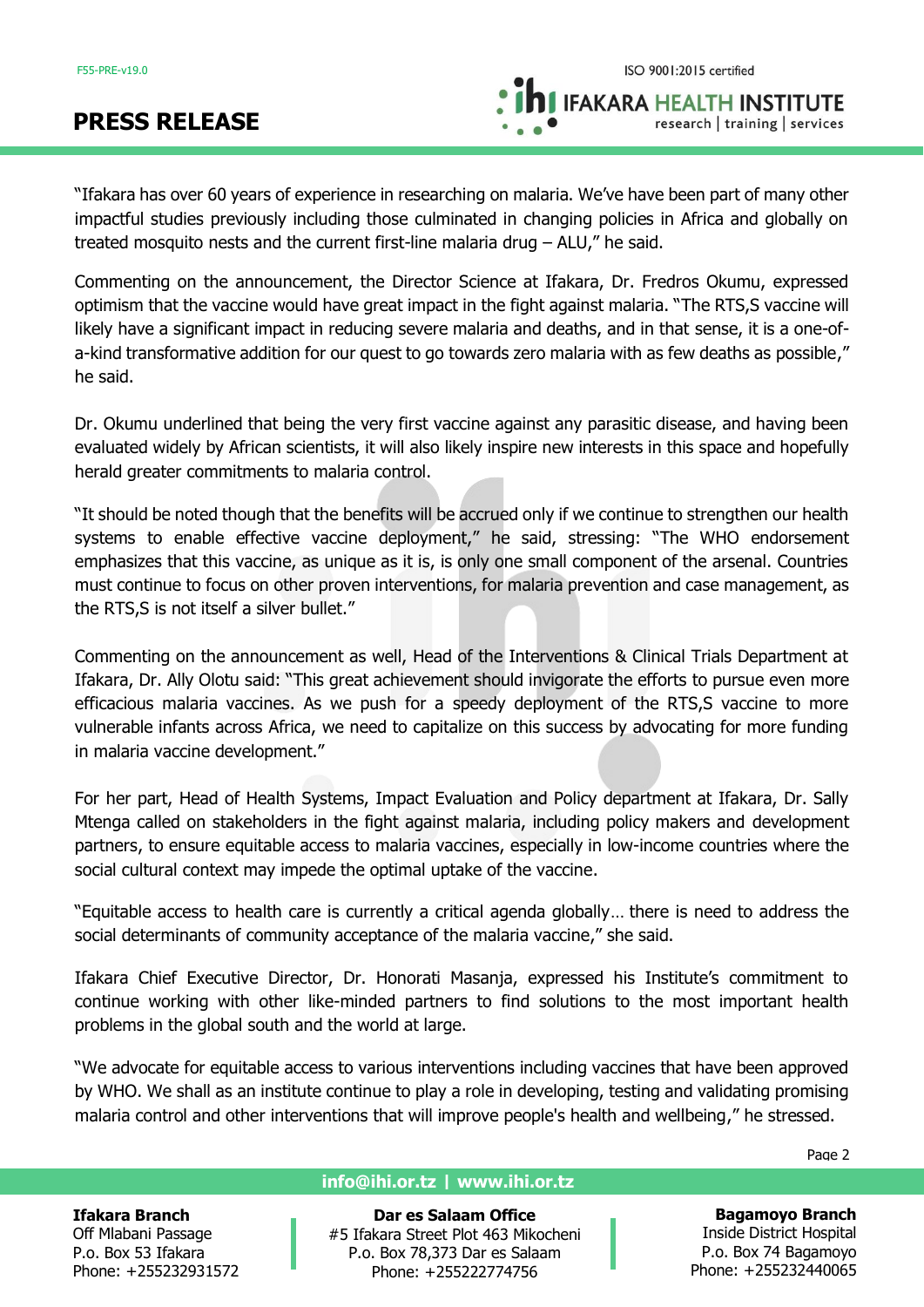"Ifakara has over 60 years of experience in researching on malaria. We've have been part of many other impactful studies previously including those culminated in changing policies in Africa and globally on treated mosquito nests and the current first-line malaria drug – ALU," he said.

Commenting on the announcement, the Director Science at Ifakara, Dr. Fredros Okumu, expressed optimism that the vaccine would have great impact in the fight against malaria. "The RTS,S vaccine will likely have a significant impact in reducing severe malaria and deaths, and in that sense, it is a one-of-a-kind transformative addition for our quest to go towards zero malaria with as few deaths as possible," he said.

Dr. Okumu underlined that being the very first vaccine against any parasitic disease, and having been evaluated widely by African scientists, it will also likely inspire new interests in this space and hopefully herald greater commitments to malaria control.

"It should be noted though that the benefits will be accrued only if we continue to strengthen our health systems to enable effective vaccine deployment," he said, stressing: "The WHO endorsement emphasizes that this vaccine, as unique as it is, is only one small component of the arsenal. Countries must continue to focus on other proven interventions, for malaria prevention and case management, as the RTS,S is not itself a silver bullet."

Commenting on the announcement as well, Head of the Interventions & Clinical Trials Department at Ifakara, Dr. Ally Olotu said: "This great achievement should invigorate the efforts to pursue even more efficacious malaria vaccines. As we push for a speedy deployment of the RTS,S vaccine to more vulnerable infants across Africa, we need to capitalize on this success by advocating for more funding in malaria vaccine development."

For her part, Head of Health Systems, Impact Evaluation and Policy department at Ifakara, Dr. Sally Mtenga called on stakeholders in the fight against malaria, including policy makers and development partners, to ensure equitable access to malaria vaccines, especially in low-income countries where the social cultural context may impede the optimal uptake of the vaccine.

"Equitable access to health care is currently a critical agenda globally… there is need to address the social determinants of community acceptance of the malaria vaccine," she said.

Ifakara Chief Executive Director, Dr. Honorati Masanja, expressed his Institute's commitment to continue working with other like-minded partners to find solutions to the most important health problems in the global south and the world at large.

"We advocate for equitable access to various interventions including vaccines that have been approved by WHO. We shall as an institute continue to play a role in developing, testing and validating promising malaria control and other interventions that will improve people's health and wellbeing," he stressed.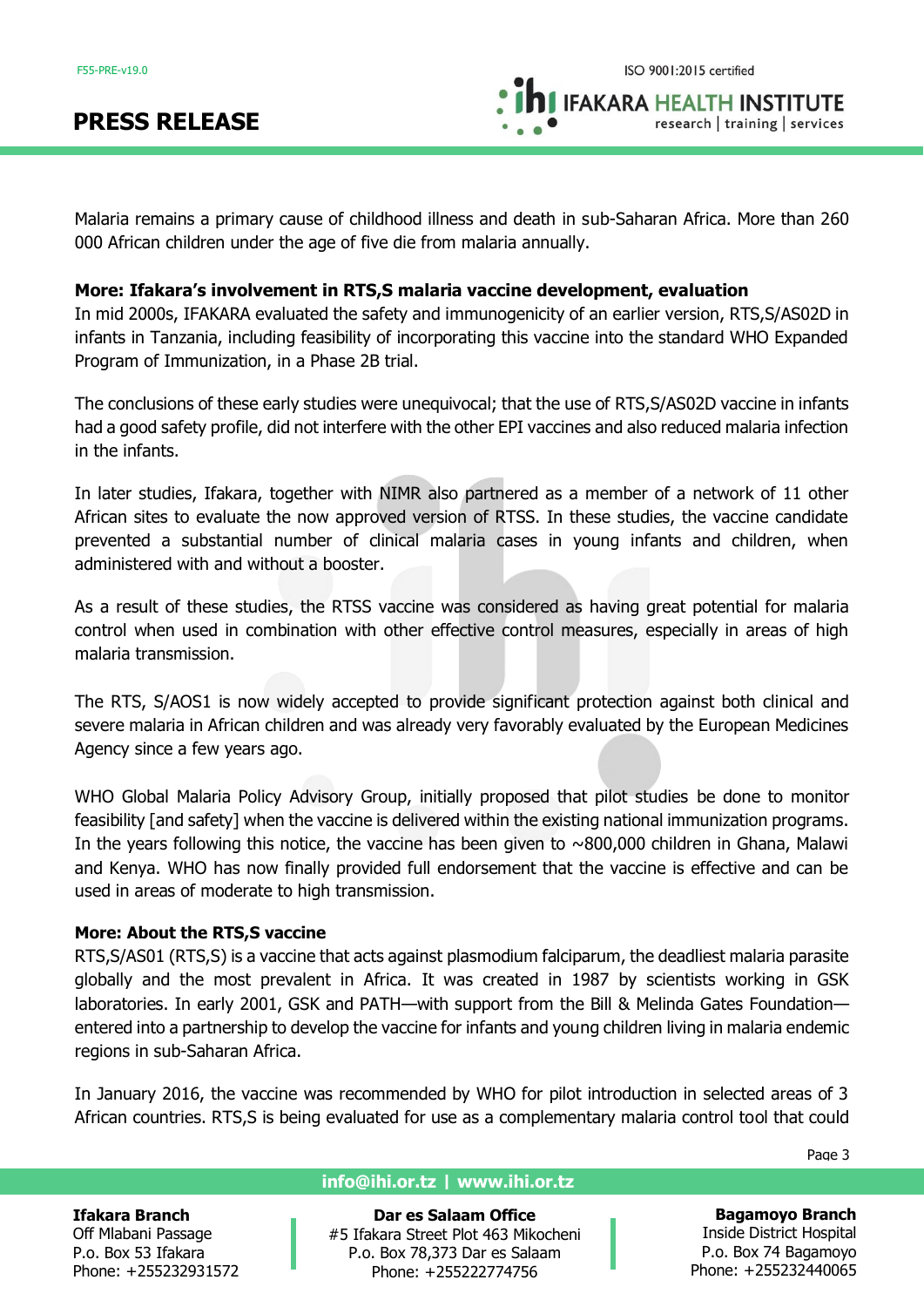Malaria remains a primary cause of childhood illness and death in sub-Saharan Africa. More than 260 000 African children under the age of five die from malaria annually.

**More: Ifakara's involvement in RTS,S malaria vaccine development, evaluation**

In mid 2000s, IFAKARA evaluated the safety and immunogenicity of an earlier version, RTS,S/AS02D in infants in Tanzania, including feasibility of incorporating this vaccine into the standard WHO Expanded Program of Immunization, in a Phase 2B trial.

The conclusions of these early studies were unequivocal; that the use of RTS,S/AS02D vaccine in infants had a good safety profile, did not interfere with the other EPI vaccines and also reduced malaria infection in the infants.

In later studies, Ifakara, together with NIMR also partnered as a member of a network of 11 other African sites to evaluate the now approved version of RTSS. In these studies, the vaccine candidate prevented a substantial number of clinical malaria cases in young infants and children, when administered with and without a booster.

As a result of these studies, the RTSS vaccine was considered as having great potential for malaria control when used in combination with other effective control measures, especially in areas of high malaria transmission.

The RTS, S/AOS1 is now widely accepted to provide significant protection against both clinical and severe malaria in African children and was already very favorably evaluated by the European Medicines Agency since a few years ago.

WHO Global Malaria Policy Advisory Group, initially proposed that pilot studies be done to monitor feasibility [and safety] when the vaccine is delivered within the existing national immunization programs. In the years following this notice, the vaccine has been given to ~800,000 children in Ghana, Malawi and Kenya. WHO has now finally provided full endorsement that the vaccine is effective and can be used in areas of moderate to high transmission.

**More: About the RTS,S vaccine**

RTS,S/AS01 (RTS,S) is a vaccine that acts against plasmodium falciparum, the deadliest malaria parasite globally and the most prevalent in Africa. It was created in 1987 by scientists working in GSK laboratories. In early 2001, GSK and PATH—with support from the Bill & Melinda Gates Foundation—entered into a partnership to develop the vaccine for infants and young children living in malaria endemic regions in sub-Saharan Africa.

In January 2016, the vaccine was recommended by WHO for pilot introduction in selected areas of 3 African countries. RTS,S is being evaluated for use as a complementary malaria control tool that could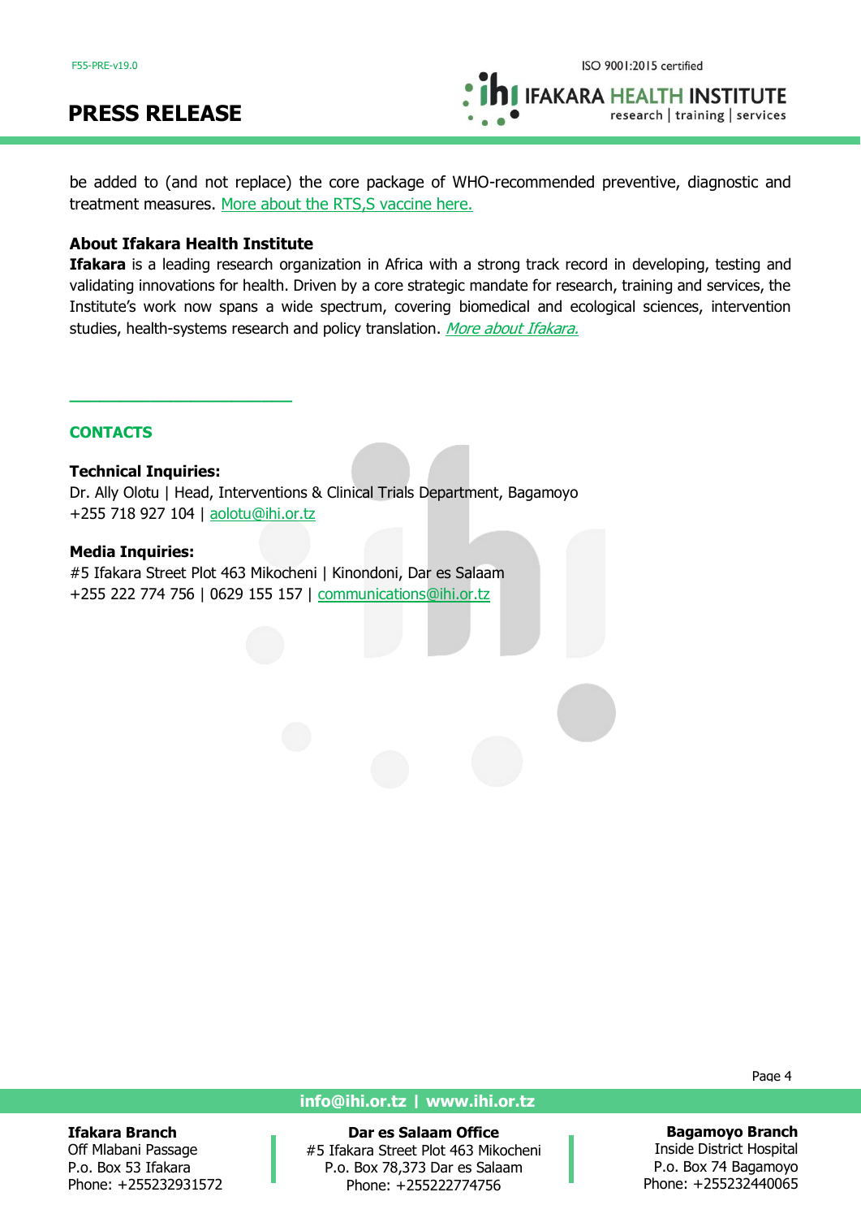be added to (and not replace) the core package of WHO-recommended preventive, diagnostic and treatment measures. More about the RTS,S vaccine here.

**About Ifakara Health Institute**
**Ifakara** is a leading research organization in Africa with a strong track record in developing, testing and validating innovations for health. Driven by a core strategic mandate for research, training and services, the Institute's work now spans a wide spectrum, covering biomedical and ecological sciences, intervention studies, health-systems research and policy translation. *More about Ifakara.*

---

**CONTACTS**

**Technical Inquiries:**
Dr. Ally Olotu | Head, Interventions & Clinical Trials Department, Bagamoyo
+255 718 927 104 | aolotu@ihi.or.tz

**Media Inquiries:**
#5 Ifakara Street Plot 463 Mikocheni | Kinondoni, Dar es Salaam
+255 222 774 756 | 0629 155 157 | communications@ihi.or.tz